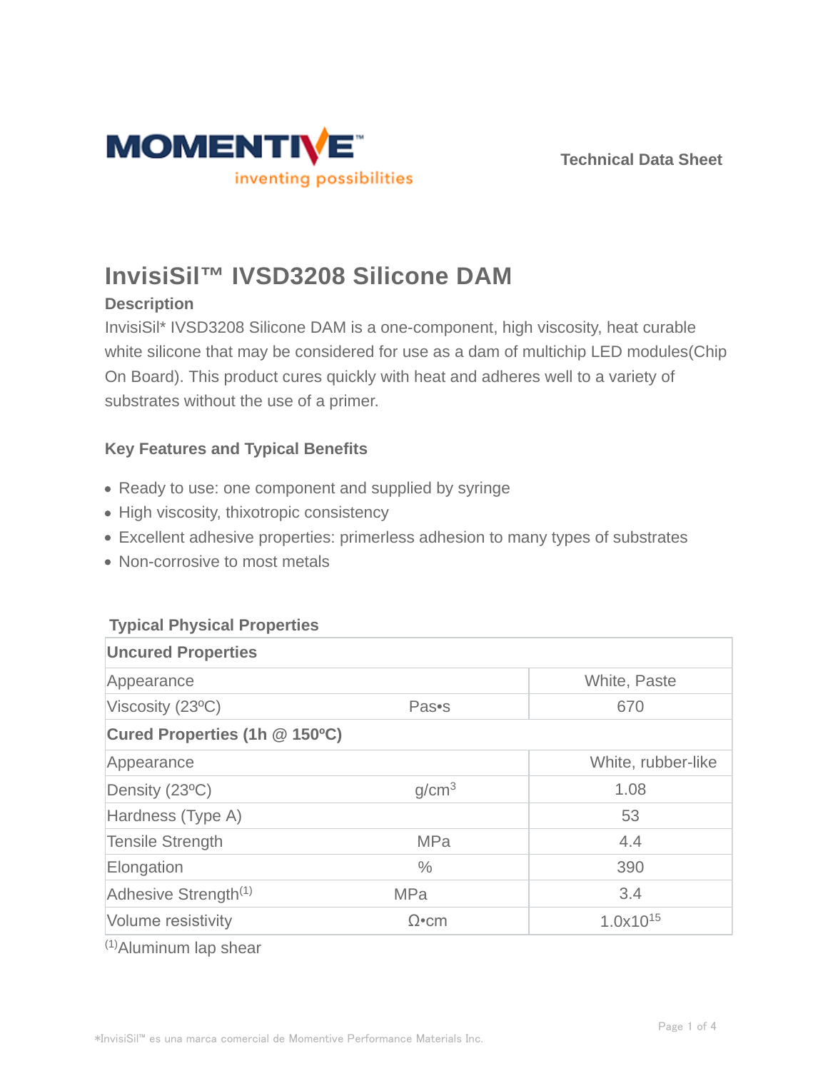MOMENTIVE™
inventing possibilities

Technical Data Sheet

# InvisiSil™ IVSD3208 Silicone DAM

### Description

InvisiSil* IVSD3208 Silicone DAM is a one-component, high viscosity, heat curable white silicone that may be considered for use as a dam of multichip LED modules(Chip On Board). This product cures quickly with heat and adheres well to a variety of substrates without the use of a primer.

### Key Features and Typical Benefits

- Ready to use: one component and supplied by syringe
- High viscosity, thixotropic consistency
- Excellent adhesive properties: primerless adhesion to many types of substrates
- Non-corrosive to most metals

### Typical Physical Properties

| **Uncured Properties** | | |
|---|---|---|
| Appearance | | White, Paste |
| Viscosity (23ºC) | Pas•s | 670 |
| **Cured Properties (1h @ 150ºC)** | | |
| Appearance | | White, rubber-like |
| Density (23ºC) | $g/cm^3$ | 1.08 |
| Hardness (Type A) | | 53 |
| Tensile Strength | MPa | 4.4 |
| Elongation | % | 390 |
| Adhesive Strength[1] | MPa | 3.4 |
| Volume resistivity | Ω•cm | $1.0 \times 10^{15}$ |

[1] Aluminum lap shear

*InvisiSil™ es una marca comercial de Momentive Performance Materials Inc.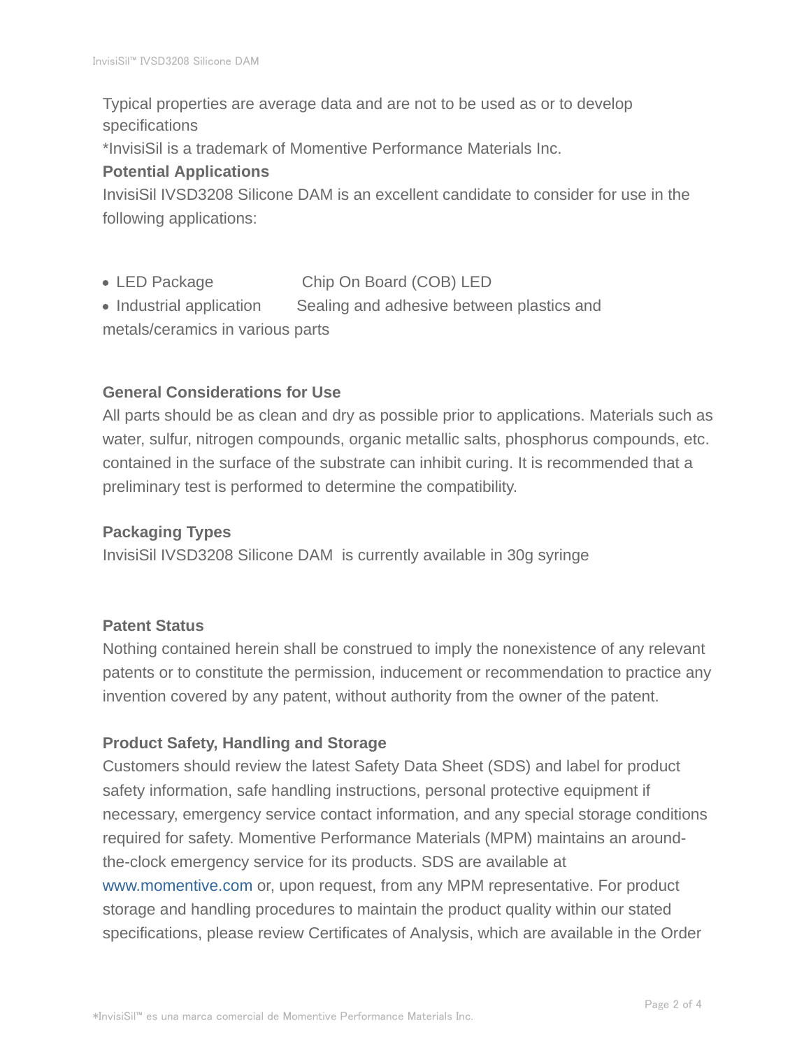Typical properties are average data and are not to be used as or to develop specifications

*InvisiSil is a trademark of Momentive Performance Materials Inc.

**Potential Applications**

InvisiSil IVSD3208 Silicone DAM is an excellent candidate to consider for use in the following applications:

- LED Package Chip On Board (COB) LED
- Industrial application Sealing and adhesive between plastics and metals/ceramics in various parts

**General Considerations for Use**

All parts should be as clean and dry as possible prior to applications. Materials such as water, sulfur, nitrogen compounds, organic metallic salts, phosphorus compounds, etc. contained in the surface of the substrate can inhibit curing. It is recommended that a preliminary test is performed to determine the compatibility.

**Packaging Types**

InvisiSil IVSD3208 Silicone DAM is currently available in 30g syringe

**Patent Status**

Nothing contained herein shall be construed to imply the nonexistence of any relevant patents or to constitute the permission, inducement or recommendation to practice any invention covered by any patent, without authority from the owner of the patent.

**Product Safety, Handling and Storage**

Customers should review the latest Safety Data Sheet (SDS) and label for product safety information, safe handling instructions, personal protective equipment if necessary, emergency service contact information, and any special storage conditions required for safety. Momentive Performance Materials (MPM) maintains an around-the-clock emergency service for its products. SDS are available at www.momentive.com or, upon request, from any MPM representative. For product storage and handling procedures to maintain the product quality within our stated specifications, please review Certificates of Analysis, which are available in the Order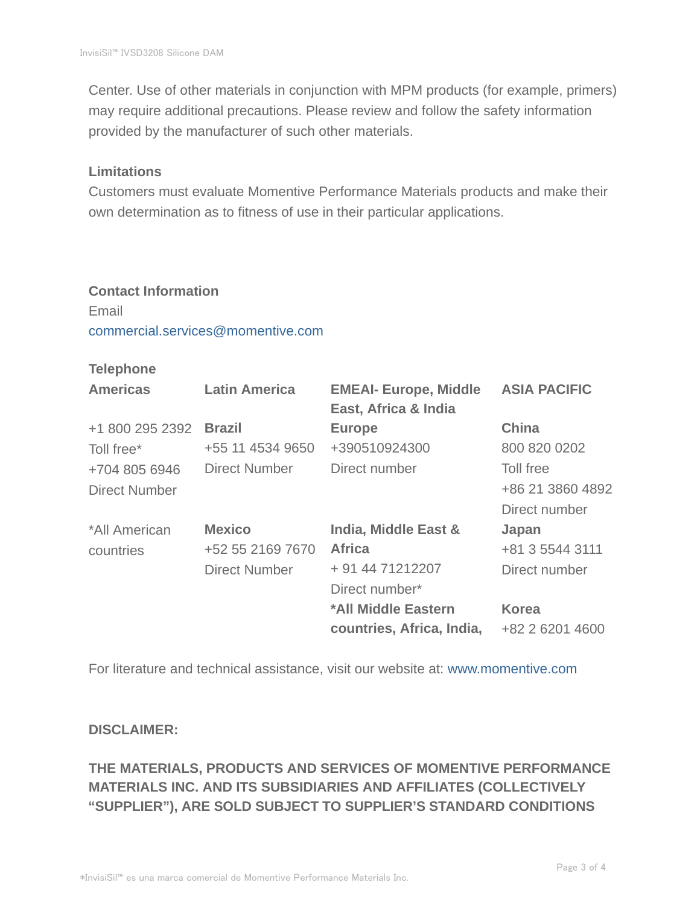Center. Use of other materials in conjunction with MPM products (for example, primers) may require additional precautions. Please review and follow the safety information provided by the manufacturer of such other materials.

**Limitations**

Customers must evaluate Momentive Performance Materials products and make their own determination as to fitness of use in their particular applications.

**Contact Information**

Email

commercial.services@momentive.com

**Telephone**

| **Americas** | **Latin America** | **EMEAI- Europe, Middle East, Africa & India** | **ASIA PACIFIC** |
|---|---|---|---|
| +1 800 295 2392 Toll free* +704 805 6946 Direct Number | **Brazil** +55 11 4534 9650 Direct Number | **Europe** +390510924300 Direct number | **China** 800 820 0202 Toll free +86 21 3860 4892 Direct number |
| *All American countries | **Mexico** +52 55 2169 7670 Direct Number | **India, Middle East & Africa** + 91 44 71212207 Direct number* | **Japan** +81 3 5544 3111 Direct number |
| | | ***All Middle Eastern countries, Africa, India,** | **Korea** +82 2 6201 4600 |

For literature and technical assistance, visit our website at: www.momentive.com

**DISCLAIMER:**

**THE MATERIALS, PRODUCTS AND SERVICES OF MOMENTIVE PERFORMANCE MATERIALS INC. AND ITS SUBSIDIARIES AND AFFILIATES (COLLECTIVELY “SUPPLIER”), ARE SOLD SUBJECT TO SUPPLIER’S STANDARD CONDITIONS**

*InvisiSil™ es una marca comercial de Momentive Performance Materials Inc.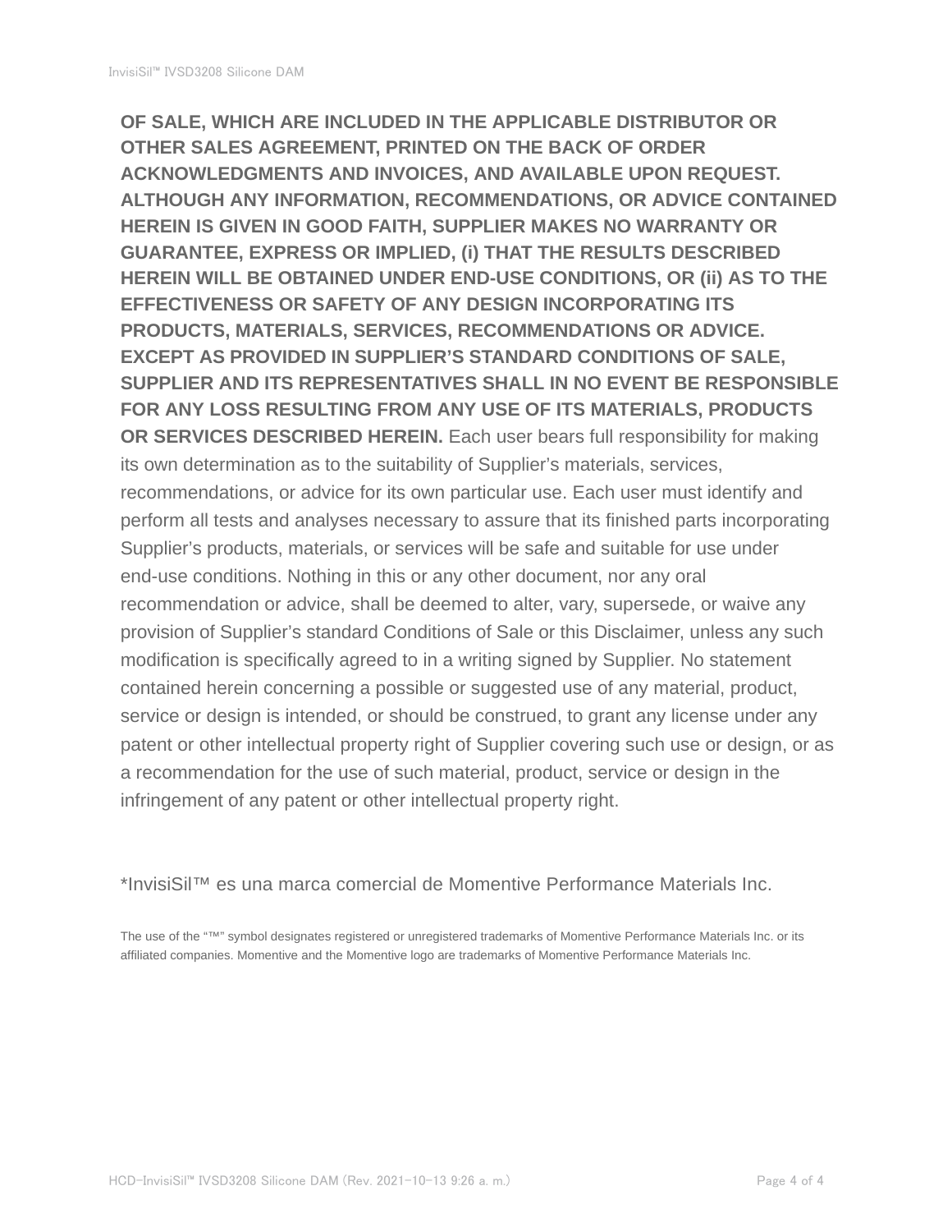**OF SALE, WHICH ARE INCLUDED IN THE APPLICABLE DISTRIBUTOR OR OTHER SALES AGREEMENT, PRINTED ON THE BACK OF ORDER ACKNOWLEDGMENTS AND INVOICES, AND AVAILABLE UPON REQUEST. ALTHOUGH ANY INFORMATION, RECOMMENDATIONS, OR ADVICE CONTAINED HEREIN IS GIVEN IN GOOD FAITH, SUPPLIER MAKES NO WARRANTY OR GUARANTEE, EXPRESS OR IMPLIED, (i) THAT THE RESULTS DESCRIBED HEREIN WILL BE OBTAINED UNDER END-USE CONDITIONS, OR (ii) AS TO THE EFFECTIVENESS OR SAFETY OF ANY DESIGN INCORPORATING ITS PRODUCTS, MATERIALS, SERVICES, RECOMMENDATIONS OR ADVICE. EXCEPT AS PROVIDED IN SUPPLIER'S STANDARD CONDITIONS OF SALE, SUPPLIER AND ITS REPRESENTATIVES SHALL IN NO EVENT BE RESPONSIBLE FOR ANY LOSS RESULTING FROM ANY USE OF ITS MATERIALS, PRODUCTS OR SERVICES DESCRIBED HEREIN.** Each user bears full responsibility for making its own determination as to the suitability of Supplier's materials, services, recommendations, or advice for its own particular use. Each user must identify and perform all tests and analyses necessary to assure that its finished parts incorporating Supplier's products, materials, or services will be safe and suitable for use under end-use conditions. Nothing in this or any other document, nor any oral recommendation or advice, shall be deemed to alter, vary, supersede, or waive any provision of Supplier's standard Conditions of Sale or this Disclaimer, unless any such modification is specifically agreed to in a writing signed by Supplier. No statement contained herein concerning a possible or suggested use of any material, product, service or design is intended, or should be construed, to grant any license under any patent or other intellectual property right of Supplier covering such use or design, or as a recommendation for the use of such material, product, service or design in the infringement of any patent or other intellectual property right.

*InvisiSil™ es una marca comercial de Momentive Performance Materials Inc.

The use of the "™" symbol designates registered or unregistered trademarks of Momentive Performance Materials Inc. or its affiliated companies. Momentive and the Momentive logo are trademarks of Momentive Performance Materials Inc.